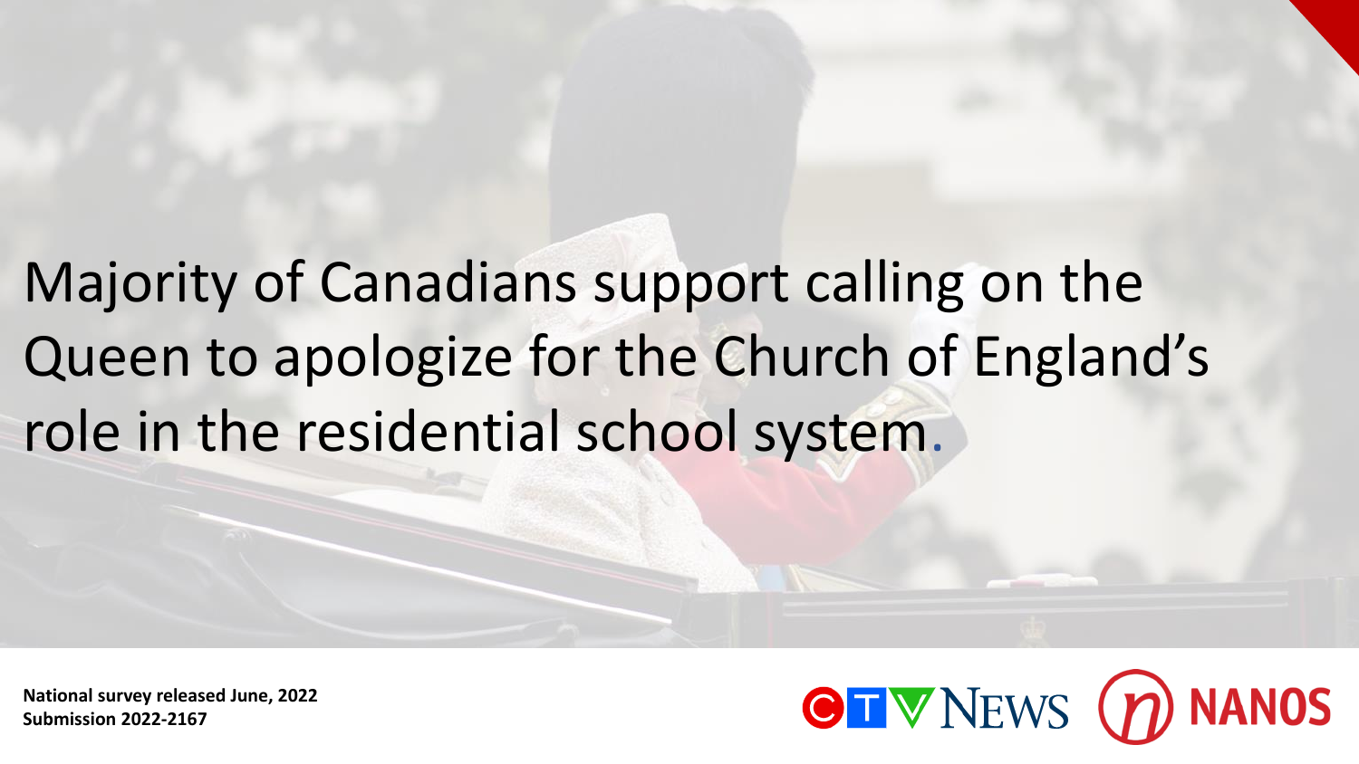# Majority of Canadians support calling on the Queen to apologize for the Church of England's role in the residential school system.

**National survey released June, 2022**
**Submission 2022-2167**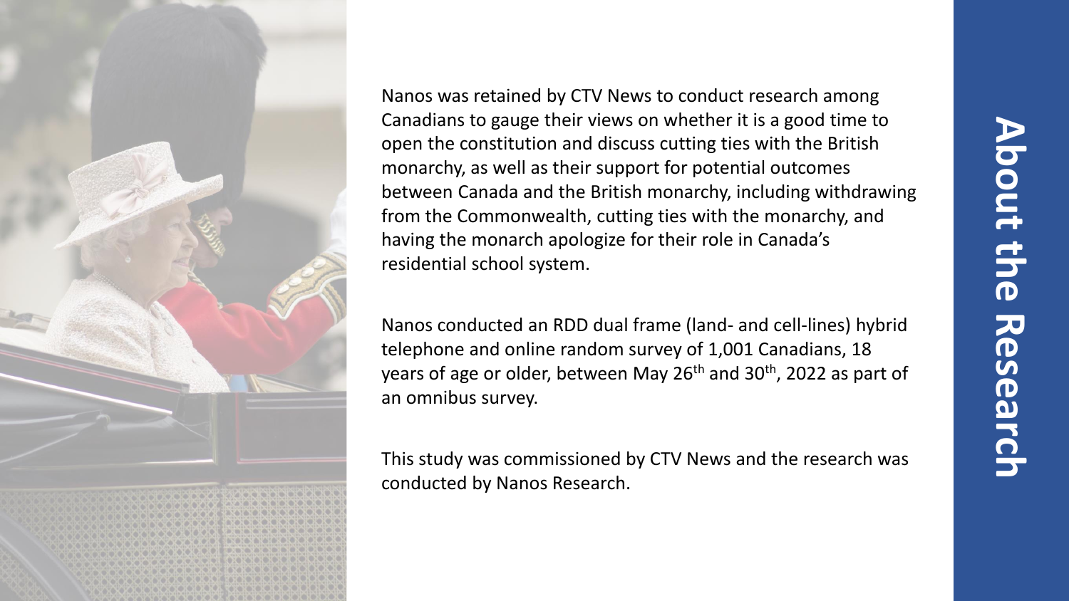# About the Research

Nanos was retained by CTV News to conduct research among Canadians to gauge their views on whether it is a good time to open the constitution and discuss cutting ties with the British monarchy, as well as their support for potential outcomes between Canada and the British monarchy, including withdrawing from the Commonwealth, cutting ties with the monarchy, and having the monarch apologize for their role in Canada's residential school system.

Nanos conducted an RDD dual frame (land- and cell-lines) hybrid telephone and online random survey of 1,001 Canadians, 18 years of age or older, between May 26th and 30th, 2022 as part of an omnibus survey.

This study was commissioned by CTV News and the research was conducted by Nanos Research.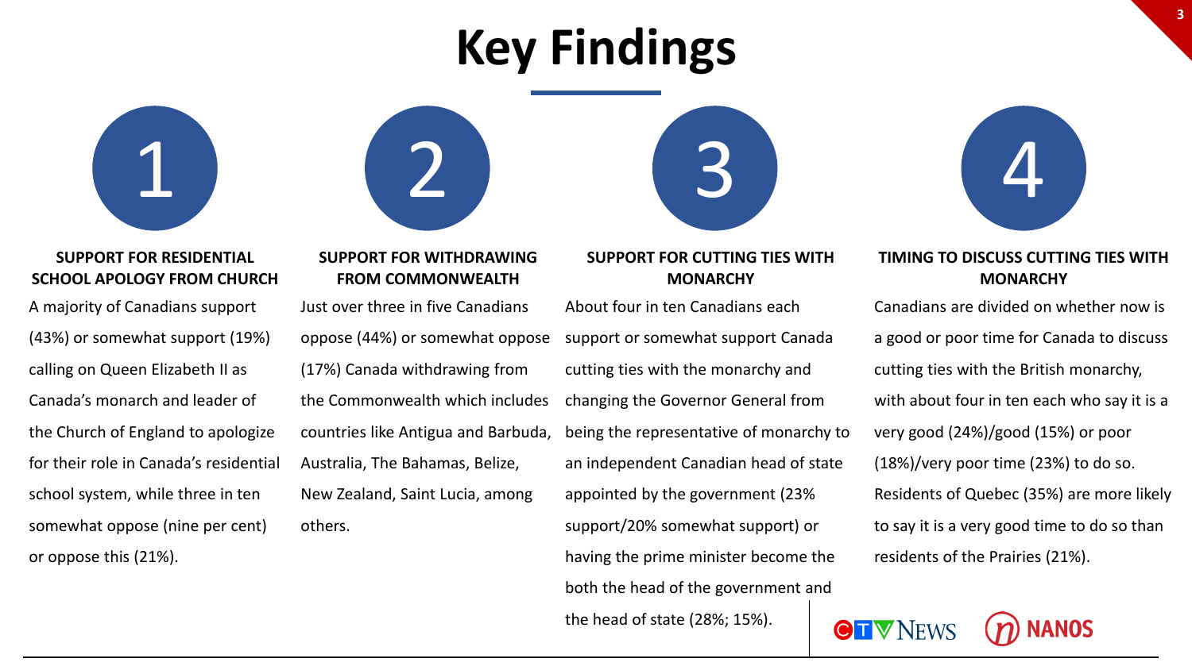# Key Findings

## 1

### SUPPORT FOR RESIDENTIAL SCHOOL APOLOGY FROM CHURCH

A majority of Canadians support (43%) or somewhat support (19%) calling on Queen Elizabeth II as Canada's monarch and leader of the Church of England to apologize for their role in Canada's residential school system, while three in ten somewhat oppose (nine per cent) or oppose this (21%).

## 2

### SUPPORT FOR WITHDRAWING FROM COMMONWEALTH

Just over three in five Canadians oppose (44%) or somewhat oppose (17%) Canada withdrawing from the Commonwealth which includes countries like Antigua and Barbuda, Australia, The Bahamas, Belize, New Zealand, Saint Lucia, among others.

## 3

### SUPPORT FOR CUTTING TIES WITH MONARCHY

About four in ten Canadians each support or somewhat support Canada cutting ties with the monarchy and changing the Governor General from being the representative of monarchy to an independent Canadian head of state appointed by the government (23% support/20% somewhat support) or having the prime minister become the both the head of the government and the head of state (28%; 15%).

## 4

### TIMING TO DISCUSS CUTTING TIES WITH MONARCHY

Canadians are divided on whether now is a good or poor time for Canada to discuss cutting ties with the British monarchy, with about four in ten each who say it is a very good (24%)/good (15%) or poor (18%)/very poor time (23%) to do so. Residents of Quebec (35%) are more likely to say it is a very good time to do so than residents of the Prairies (21%).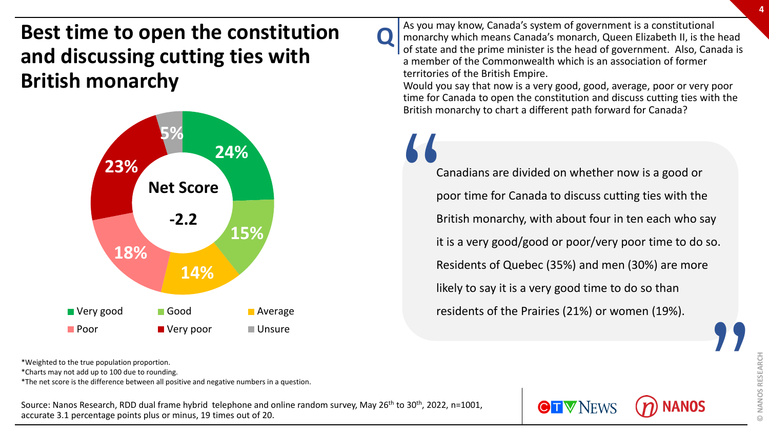# Best time to open the constitution and discussing cutting ties with British monarchy

**Q** As you may know, Canada's system of government is a constitutional monarchy which means Canada's monarch, Queen Elizabeth II, is the head of state and the prime minister is the head of government. Also, Canada is a member of the Commonwealth which is an association of former territories of the British Empire.
Would you say that now is a very good, good, average, poor or very poor time for Canada to open the constitution and discuss cutting ties with the British monarchy to chart a different path forward for Canada?

| Response | % |
|---|---|
| Very good | 24% |
| Good | 15% |
| Average | 14% |
| Poor | 18% |
| Very poor | 23% |
| Unsure | 5% |

**Net Score**

**-2.2**

> Canadians are divided on whether now is a good or poor time for Canada to discuss cutting ties with the British monarchy, with about four in ten each who say it is a very good/good or poor/very poor time to do so. Residents of Quebec (35%) and men (30%) are more likely to say it is a very good time to do so than residents of the Prairies (21%) or women (19%).

*Weighted to the true population proportion.
*Charts may not add up to 100 due to rounding.
*The net score is the difference between all positive and negative numbers in a question.

Source: Nanos Research, RDD dual frame hybrid telephone and online random survey, May 26th to 30th, 2022, n=1001, accurate 3.1 percentage points plus or minus, 19 times out of 20.

CTV NEWS NANOS

© NANOS RESEARCH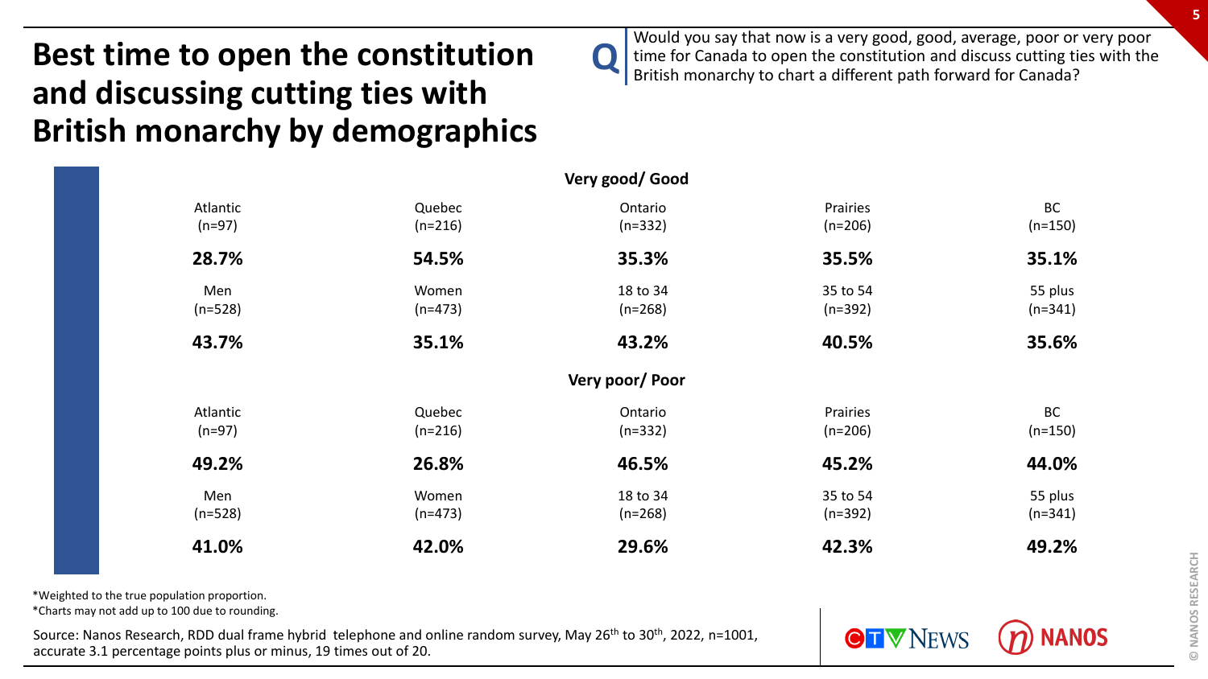# Best time to open the constitution and discussing cutting ties with British monarchy by demographics

**Q** Would you say that now is a very good, good, average, poor or very poor time for Canada to open the constitution and discuss cutting ties with the British monarchy to chart a different path forward for Canada?

**Very good/ Good**

| Atlantic (n=97) | Quebec (n=216) | Ontario (n=332) | Prairies (n=206) | BC (n=150) |
|---|---|---|---|---|
| **28.7%** | **54.5%** | **35.3%** | **35.5%** | **35.1%** |

| Men (n=528) | Women (n=473) | 18 to 34 (n=268) | 35 to 54 (n=392) | 55 plus (n=341) |
|---|---|---|---|---|
| **43.7%** | **35.1%** | **43.2%** | **40.5%** | **35.6%** |

**Very poor/ Poor**

| Atlantic (n=97) | Quebec (n=216) | Ontario (n=332) | Prairies (n=206) | BC (n=150) |
|---|---|---|---|---|
| **49.2%** | **26.8%** | **46.5%** | **45.2%** | **44.0%** |

| Men (n=528) | Women (n=473) | 18 to 34 (n=268) | 35 to 54 (n=392) | 55 plus (n=341) |
|---|---|---|---|---|
| **41.0%** | **42.0%** | **29.6%** | **42.3%** | **49.2%** |

*Weighted to the true population proportion.
*Charts may not add up to 100 due to rounding.

Source: Nanos Research, RDD dual frame hybrid telephone and online random survey, May 26th to 30th, 2022, n=1001, accurate 3.1 percentage points plus or minus, 19 times out of 20.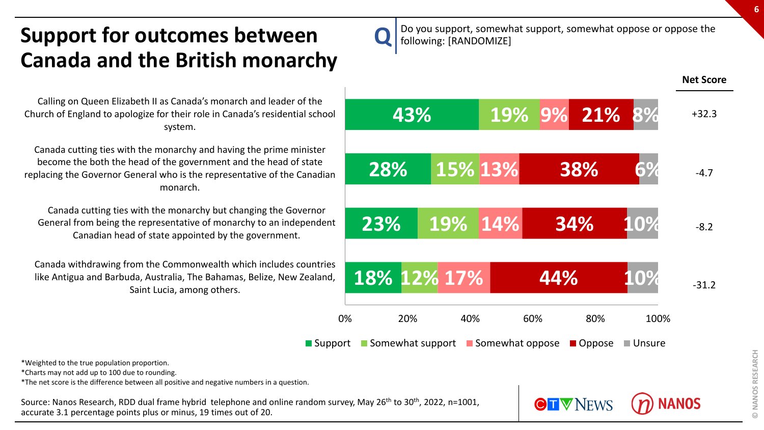# Support for outcomes between Canada and the British monarchy

**Q** Do you support, somewhat support, somewhat oppose or oppose the following: [RANDOMIZE]

| | Support | Somewhat support | Somewhat oppose | Oppose | Unsure | Net Score |
|---|---|---|---|---|---|---|
| Calling on Queen Elizabeth II as Canada's monarch and leader of the Church of England to apologize for their role in Canada's residential school system. | 43% | 19% | 9% | 21% | 8% | +32.3 |
| Canada cutting ties with the monarchy and having the prime minister become the both the head of the government and the head of state replacing the Governor General who is the representative of the Canadian monarch. | 28% | 15% | 13% | 38% | 6% | -4.7 |
| Canada cutting ties with the monarchy but changing the Governor General from being the representative of monarchy to an independent Canadian head of state appointed by the government. | 23% | 19% | 14% | 34% | 10% | -8.2 |
| Canada withdrawing from the Commonwealth which includes countries like Antigua and Barbuda, Australia, The Bahamas, Belize, New Zealand, Saint Lucia, among others. | 18% | 12% | 17% | 44% | 10% | -31.2 |

*Weighted to the true population proportion.
*Charts may not add up to 100 due to rounding.
*The net score is the difference between all positive and negative numbers in a question.

Source: Nanos Research, RDD dual frame hybrid telephone and online random survey, May 26th to 30th, 2022, n=1001, accurate 3.1 percentage points plus or minus, 19 times out of 20.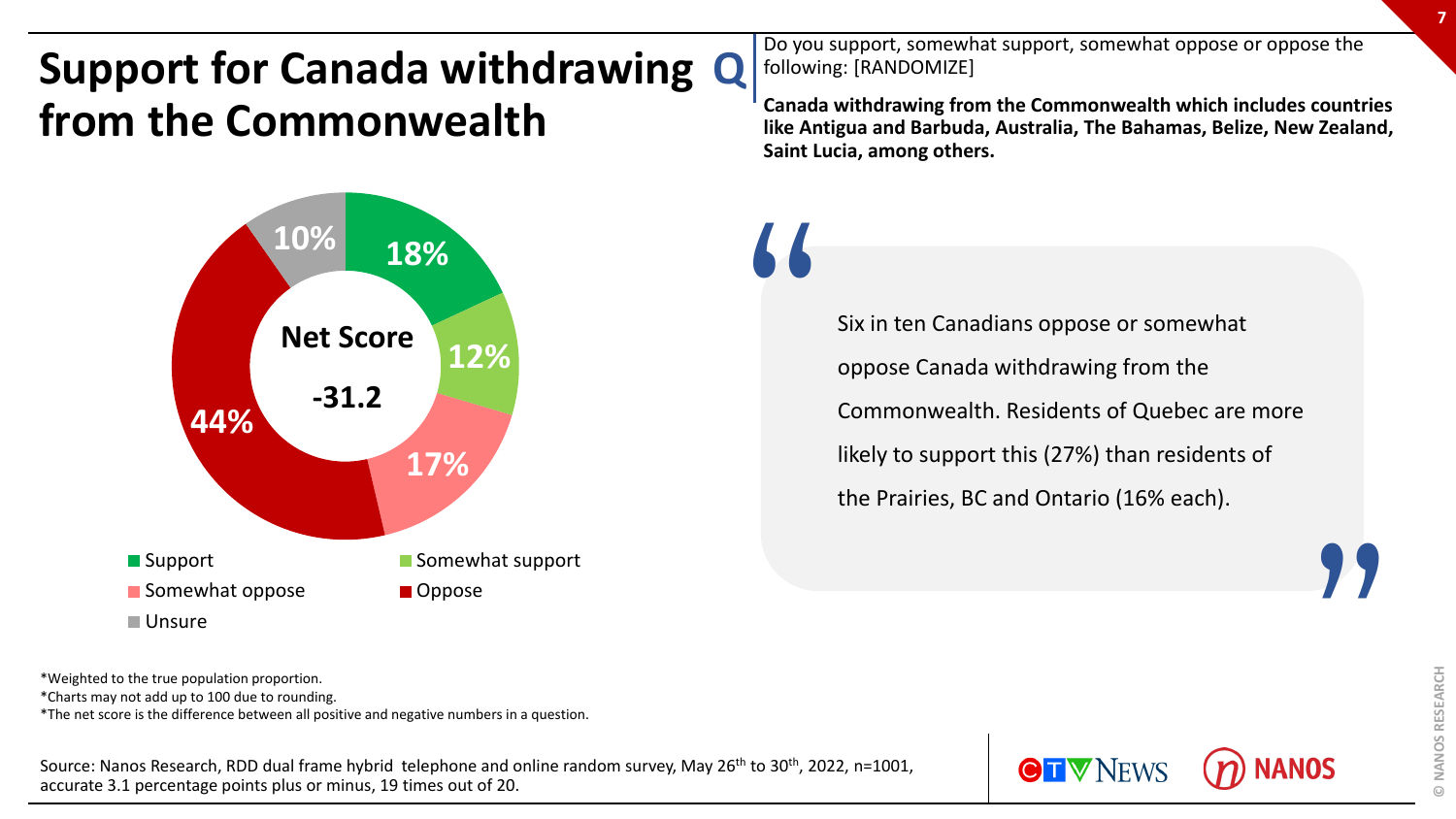# Support for Canada withdrawing from the Commonwealth

**Q** Do you support, somewhat support, somewhat oppose or oppose the following: [RANDOMIZE]

**Canada withdrawing from the Commonwealth which includes countries like Antigua and Barbuda, Australia, The Bahamas, Belize, New Zealand, Saint Lucia, among others.**

| Response | % |
|---|---|
| Support | 18% |
| Somewhat support | 12% |
| Somewhat oppose | 17% |
| Oppose | 44% |
| Unsure | 10% |

**Net Score -31.2**

> Six in ten Canadians oppose or somewhat oppose Canada withdrawing from the Commonwealth. Residents of Quebec are more likely to support this (27%) than residents of the Prairies, BC and Ontario (16% each).

*Weighted to the true population proportion.
*Charts may not add up to 100 due to rounding.
*The net score is the difference between all positive and negative numbers in a question.

Source: Nanos Research, RDD dual frame hybrid telephone and online random survey, May 26th to 30th, 2022, n=1001, accurate 3.1 percentage points plus or minus, 19 times out of 20.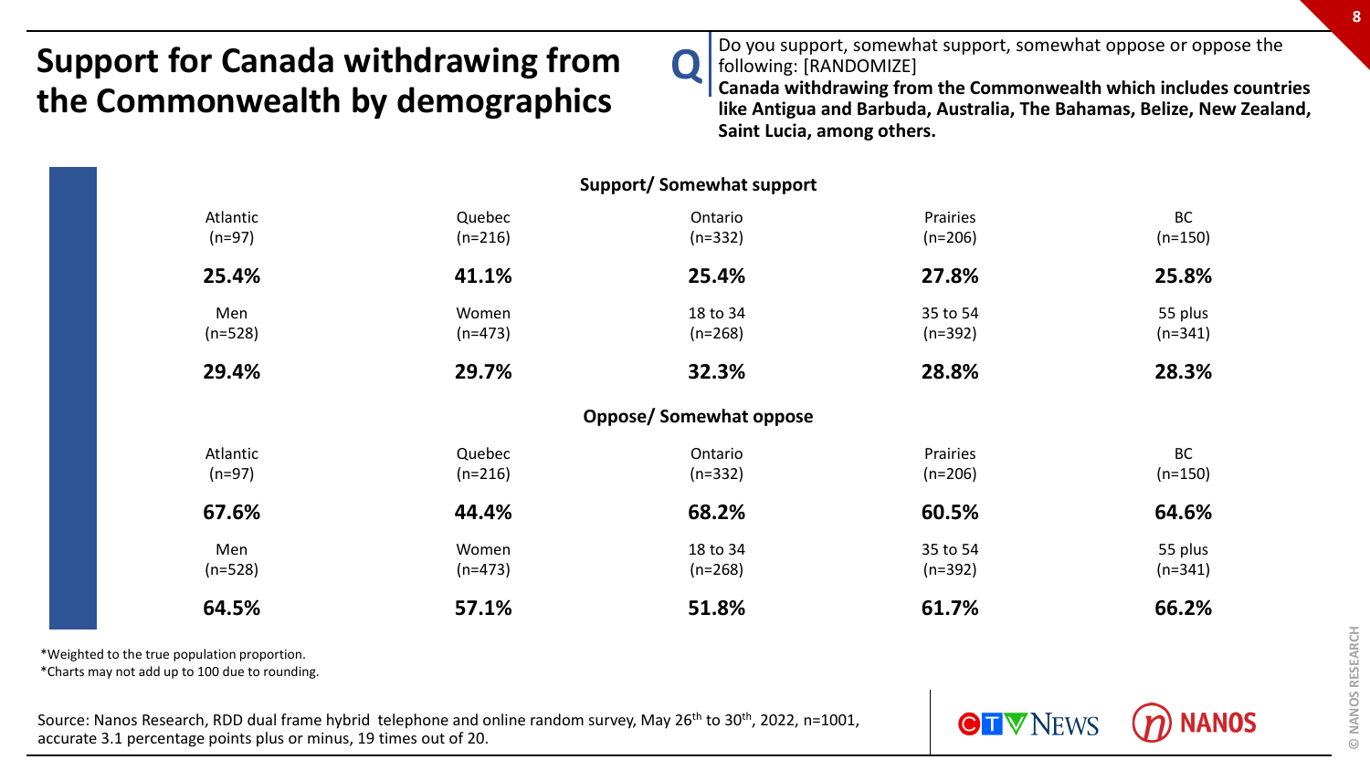# Support for Canada withdrawing from the Commonwealth by demographics

**Q** Do you support, somewhat support, somewhat oppose or oppose the following: [RANDOMIZE]
**Canada withdrawing from the Commonwealth which includes countries like Antigua and Barbuda, Australia, The Bahamas, Belize, New Zealand, Saint Lucia, among others.**

**Support/ Somewhat support**

| Atlantic (n=97) | Quebec (n=216) | Ontario (n=332) | Prairies (n=206) | BC (n=150) |
|---|---|---|---|---|
| **25.4%** | **41.1%** | **25.4%** | **27.8%** | **25.8%** |

| Men (n=528) | Women (n=473) | 18 to 34 (n=268) | 35 to 54 (n=392) | 55 plus (n=341) |
|---|---|---|---|---|
| **29.4%** | **29.7%** | **32.3%** | **28.8%** | **28.3%** |

**Oppose/ Somewhat oppose**

| Atlantic (n=97) | Quebec (n=216) | Ontario (n=332) | Prairies (n=206) | BC (n=150) |
|---|---|---|---|---|
| **67.6%** | **44.4%** | **68.2%** | **60.5%** | **64.6%** |

| Men (n=528) | Women (n=473) | 18 to 34 (n=268) | 35 to 54 (n=392) | 55 plus (n=341) |
|---|---|---|---|---|
| **64.5%** | **57.1%** | **51.8%** | **61.7%** | **66.2%** |

*Weighted to the true population proportion.
*Charts may not add up to 100 due to rounding.

Source: Nanos Research, RDD dual frame hybrid telephone and online random survey, May 26th to 30th, 2022, n=1001, accurate 3.1 percentage points plus or minus, 19 times out of 20.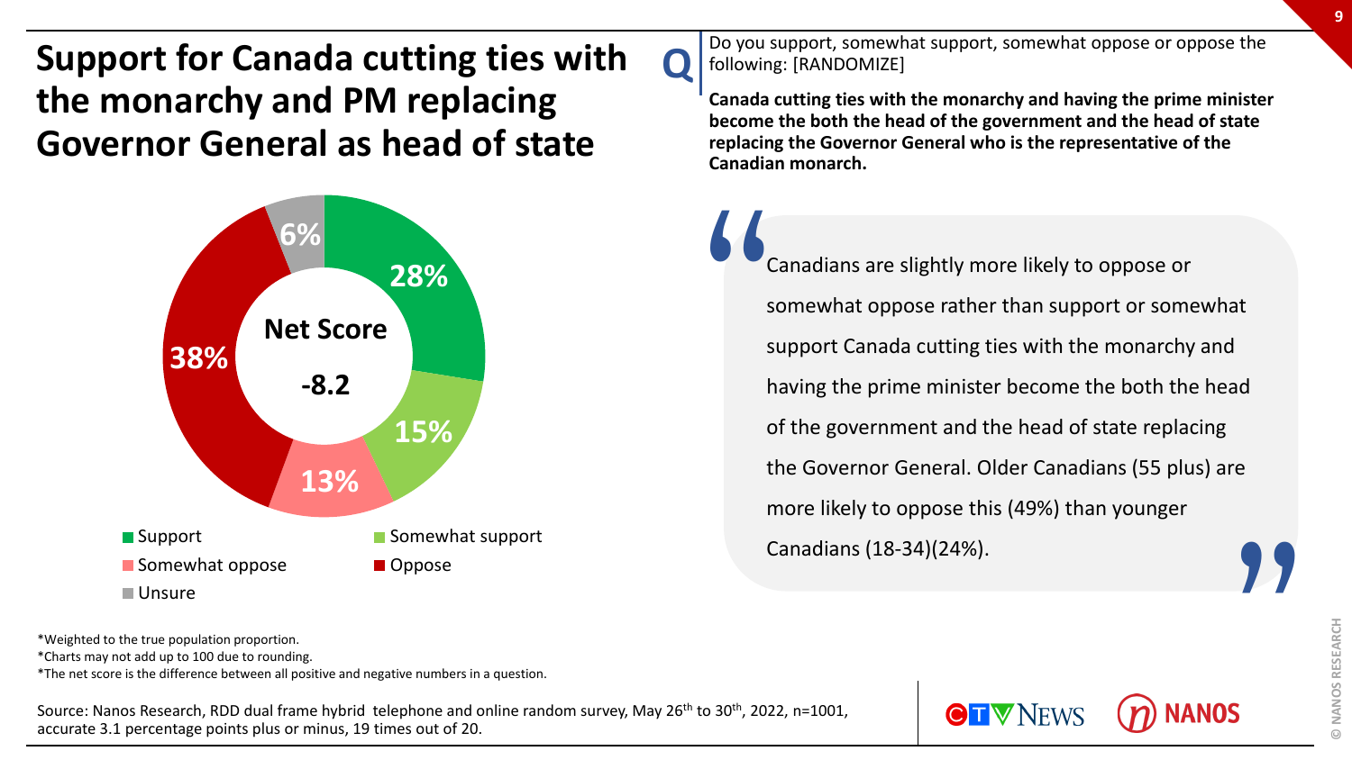# Support for Canada cutting ties with the monarchy and PM replacing Governor General as head of state

**Q** Do you support, somewhat support, somewhat oppose or oppose the following: [RANDOMIZE]

**Canada cutting ties with the monarchy and having the prime minister become the both the head of the government and the head of state replacing the Governor General who is the representative of the Canadian monarch.**

| Response | % |
|---|---|
| Support | 28% |
| Somewhat support | 15% |
| Somewhat oppose | 13% |
| Oppose | 38% |
| Unsure | 6% |

**Net Score**

**-8.2**

> Canadians are slightly more likely to oppose or somewhat oppose rather than support or somewhat support Canada cutting ties with the monarchy and having the prime minister become the both the head of the government and the head of state replacing the Governor General. Older Canadians (55 plus) are more likely to oppose this (49%) than younger Canadians (18-34)(24%).

*Weighted to the true population proportion.
*Charts may not add up to 100 due to rounding.
*The net score is the difference between all positive and negative numbers in a question.

Source: Nanos Research, RDD dual frame hybrid telephone and online random survey, May 26th to 30th, 2022, n=1001, accurate 3.1 percentage points plus or minus, 19 times out of 20.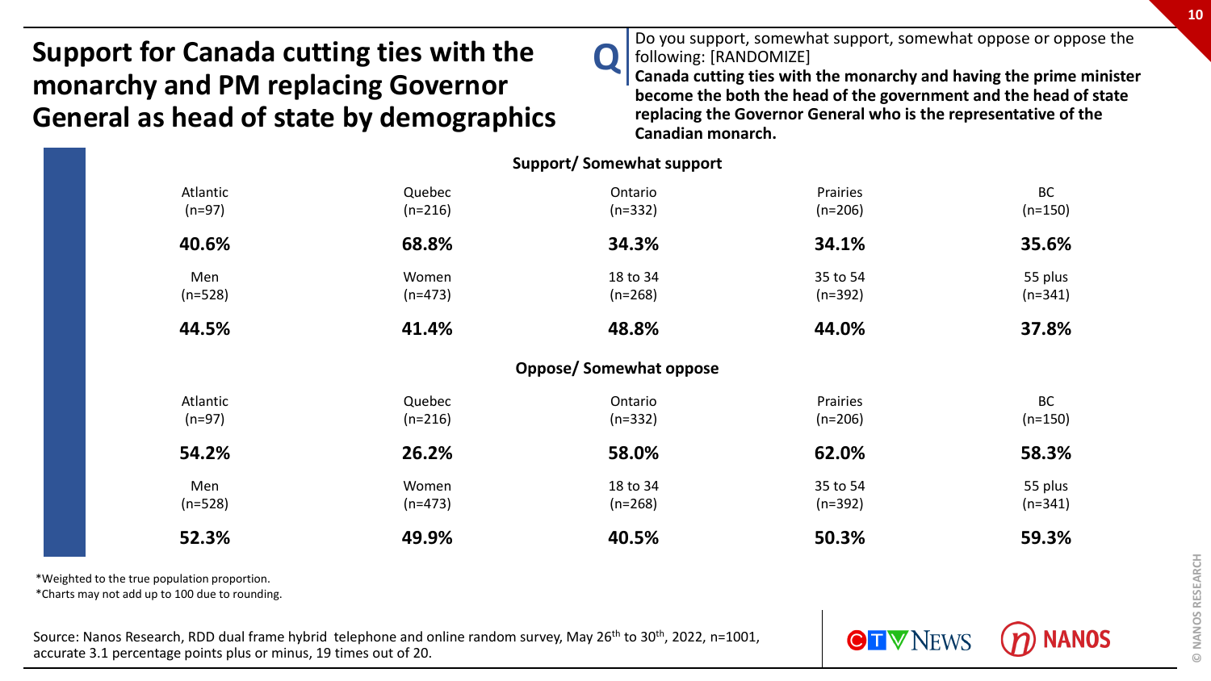# Support for Canada cutting ties with the monarchy and PM replacing Governor General as head of state by demographics

**Q** Do you support, somewhat support, somewhat oppose or oppose the following: [RANDOMIZE]
**Canada cutting ties with the monarchy and having the prime minister become the both the head of the government and the head of state replacing the Governor General who is the representative of the Canadian monarch.**

**Support/ Somewhat support**

| Atlantic (n=97) | Quebec (n=216) | Ontario (n=332) | Prairies (n=206) | BC (n=150) |
|---|---|---|---|---|
| **40.6%** | **68.8%** | **34.3%** | **34.1%** | **35.6%** |

| Men (n=528) | Women (n=473) | 18 to 34 (n=268) | 35 to 54 (n=392) | 55 plus (n=341) |
|---|---|---|---|---|
| **44.5%** | **41.4%** | **48.8%** | **44.0%** | **37.8%** |

**Oppose/ Somewhat oppose**

| Atlantic (n=97) | Quebec (n=216) | Ontario (n=332) | Prairies (n=206) | BC (n=150) |
|---|---|---|---|---|
| **54.2%** | **26.2%** | **58.0%** | **62.0%** | **58.3%** |

| Men (n=528) | Women (n=473) | 18 to 34 (n=268) | 35 to 54 (n=392) | 55 plus (n=341) |
|---|---|---|---|---|
| **52.3%** | **49.9%** | **40.5%** | **50.3%** | **59.3%** |

*Weighted to the true population proportion.
*Charts may not add up to 100 due to rounding.

Source: Nanos Research, RDD dual frame hybrid telephone and online random survey, May 26th to 30th, 2022, n=1001, accurate 3.1 percentage points plus or minus, 19 times out of 20.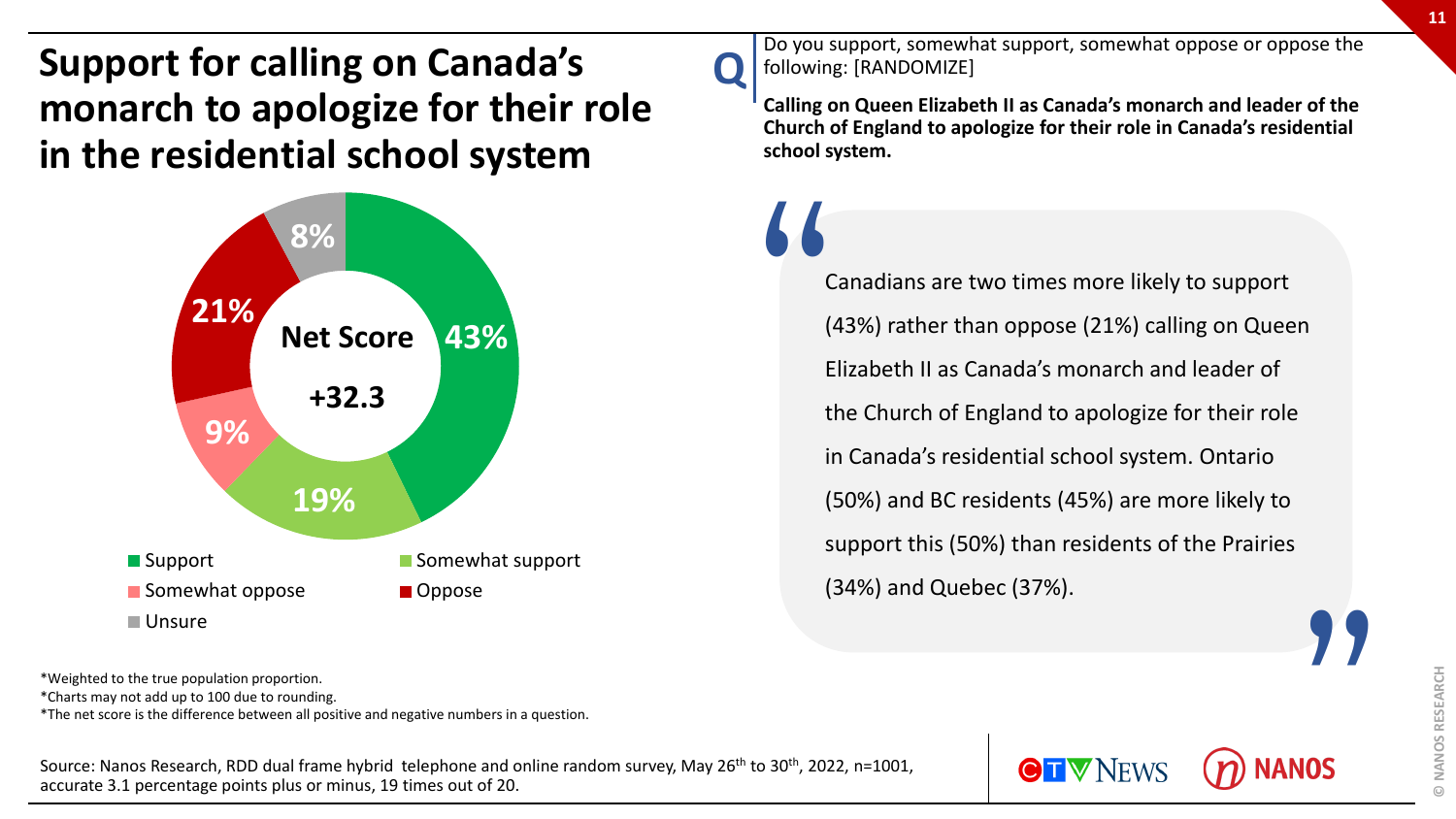# Support for calling on Canada's monarch to apologize for their role in the residential school system

**Q** Do you support, somewhat support, somewhat oppose or oppose the following: [RANDOMIZE]

**Calling on Queen Elizabeth II as Canada's monarch and leader of the Church of England to apologize for their role in Canada's residential school system.**

| Response | % |
|---|---|
| Support | 43% |
| Somewhat support | 19% |
| Somewhat oppose | 9% |
| Oppose | 21% |
| Unsure | 8% |

**Net Score +32.3**

> Canadians are two times more likely to support (43%) rather than oppose (21%) calling on Queen Elizabeth II as Canada's monarch and leader of the Church of England to apologize for their role in Canada's residential school system. Ontario (50%) and BC residents (45%) are more likely to support this (50%) than residents of the Prairies (34%) and Quebec (37%).

*Weighted to the true population proportion.
*Charts may not add up to 100 due to rounding.
*The net score is the difference between all positive and negative numbers in a question.

Source: Nanos Research, RDD dual frame hybrid telephone and online random survey, May 26th to 30th, 2022, n=1001, accurate 3.1 percentage points plus or minus, 19 times out of 20.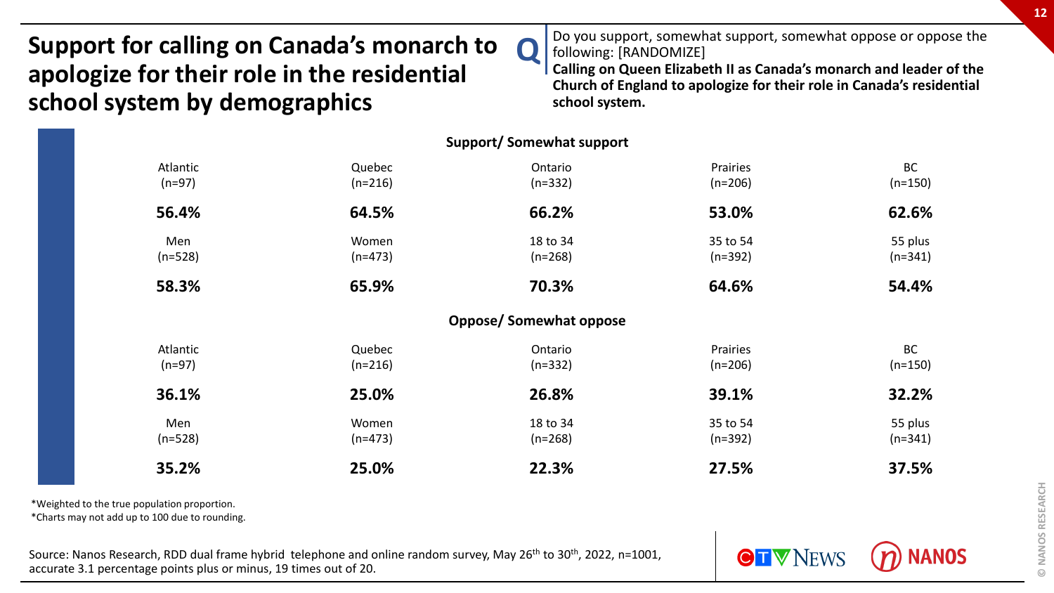# Support for calling on Canada's monarch to apologize for their role in the residential school system by demographics

**Q** Do you support, somewhat support, somewhat oppose or oppose the following: [RANDOMIZE]
**Calling on Queen Elizabeth II as Canada's monarch and leader of the Church of England to apologize for their role in Canada's residential school system.**

**Support/ Somewhat support**

| Atlantic (n=97) | Quebec (n=216) | Ontario (n=332) | Prairies (n=206) | BC (n=150) |
|---|---|---|---|---|
| **56.4%** | **64.5%** | **66.2%** | **53.0%** | **62.6%** |

| Men (n=528) | Women (n=473) | 18 to 34 (n=268) | 35 to 54 (n=392) | 55 plus (n=341) |
|---|---|---|---|---|
| **58.3%** | **65.9%** | **70.3%** | **64.6%** | **54.4%** |

**Oppose/ Somewhat oppose**

| Atlantic (n=97) | Quebec (n=216) | Ontario (n=332) | Prairies (n=206) | BC (n=150) |
|---|---|---|---|---|
| **36.1%** | **25.0%** | **26.8%** | **39.1%** | **32.2%** |

| Men (n=528) | Women (n=473) | 18 to 34 (n=268) | 35 to 54 (n=392) | 55 plus (n=341) |
|---|---|---|---|---|
| **35.2%** | **25.0%** | **22.3%** | **27.5%** | **37.5%** |

*Weighted to the true population proportion.
*Charts may not add up to 100 due to rounding.

Source: Nanos Research, RDD dual frame hybrid telephone and online random survey, May 26th to 30th, 2022, n=1001, accurate 3.1 percentage points plus or minus, 19 times out of 20.

CTV NEWS NANOS

© NANOS RESEARCH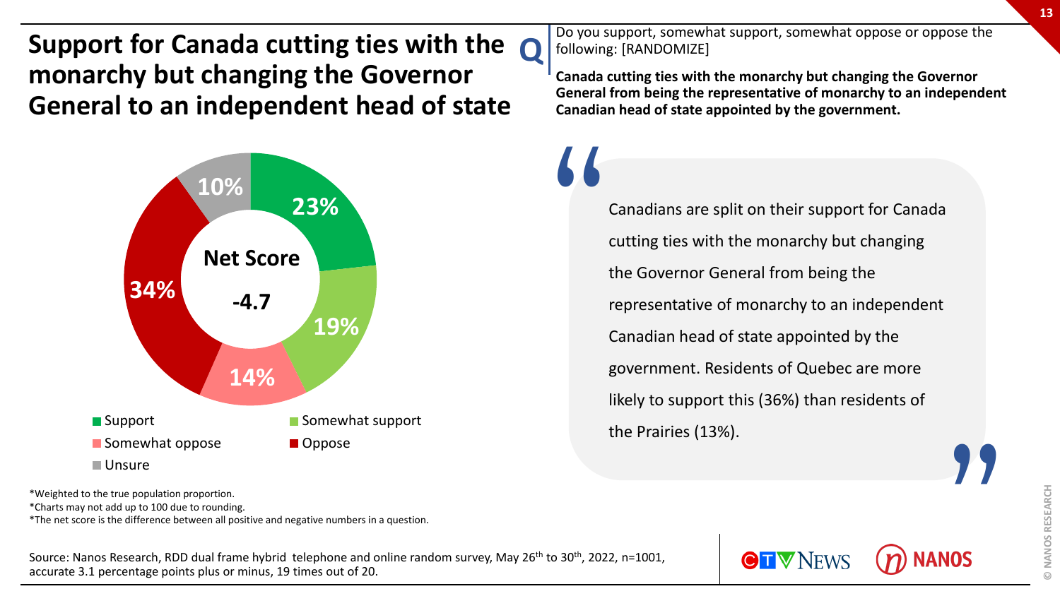# Support for Canada cutting ties with the monarchy but changing the Governor General to an independent head of state

**Q** Do you support, somewhat support, somewhat oppose or oppose the following: [RANDOMIZE]

**Canada cutting ties with the monarchy but changing the Governor General from being the representative of monarchy to an independent Canadian head of state appointed by the government.**

| Response | % |
|---|---|
| Support | 23% |
| Somewhat support | 19% |
| Somewhat oppose | 14% |
| Oppose | 34% |
| Unsure | 10% |

**Net Score -4.7**

> Canadians are split on their support for Canada cutting ties with the monarchy but changing the Governor General from being the representative of monarchy to an independent Canadian head of state appointed by the government. Residents of Quebec are more likely to support this (36%) than residents of the Prairies (13%).

*Weighted to the true population proportion.
*Charts may not add up to 100 due to rounding.
*The net score is the difference between all positive and negative numbers in a question.

Source: Nanos Research, RDD dual frame hybrid telephone and online random survey, May 26th to 30th, 2022, n=1001, accurate 3.1 percentage points plus or minus, 19 times out of 20.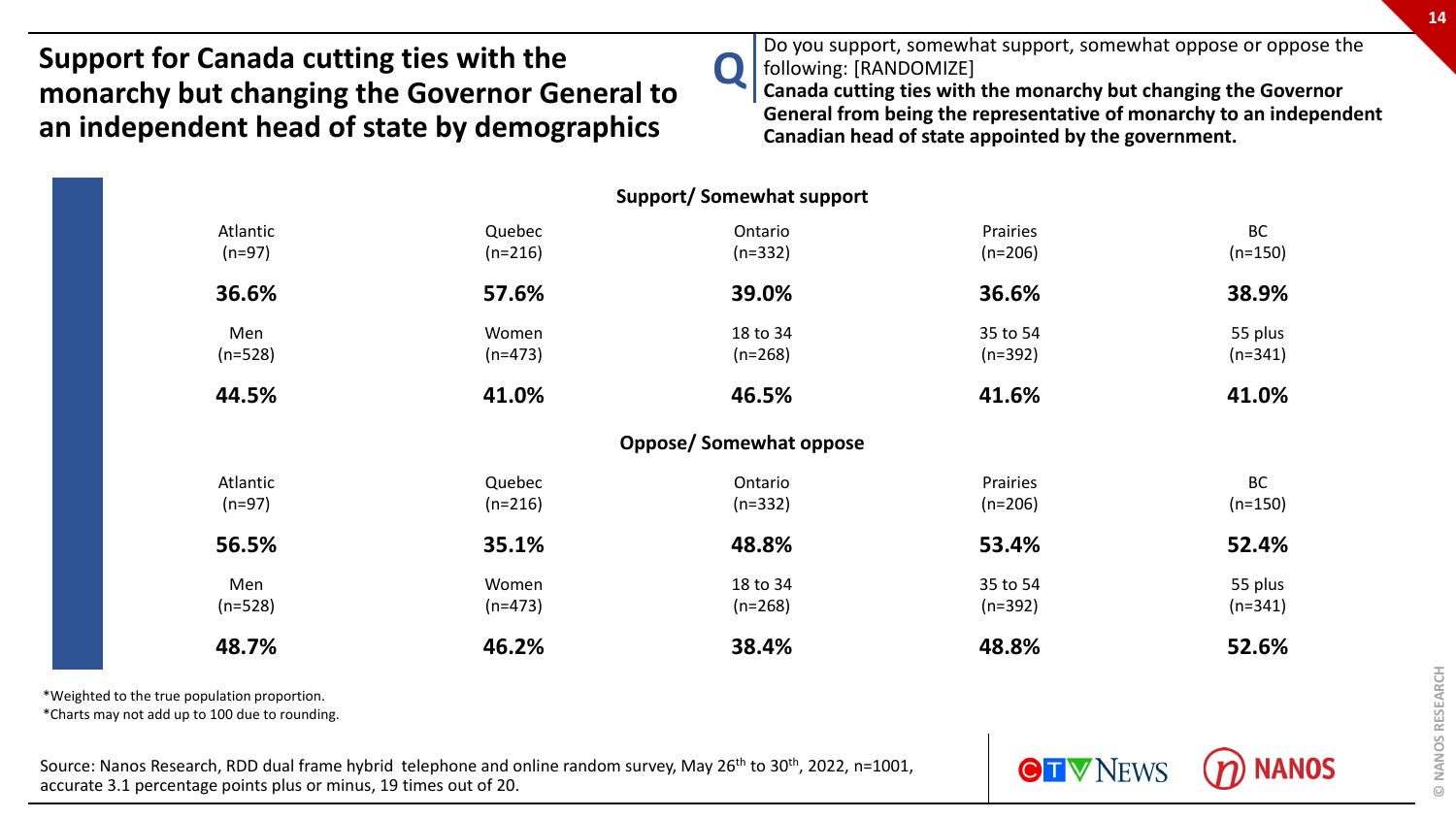# Support for Canada cutting ties with the monarchy but changing the Governor General to an independent head of state by demographics

**Q** Do you support, somewhat support, somewhat oppose or oppose the following: [RANDOMIZE]
**Canada cutting ties with the monarchy but changing the Governor General from being the representative of monarchy to an independent Canadian head of state appointed by the government.**

**Support/ Somewhat support**

| Atlantic (n=97) | Quebec (n=216) | Ontario (n=332) | Prairies (n=206) | BC (n=150) |
|---|---|---|---|---|
| **36.6%** | **57.6%** | **39.0%** | **36.6%** | **38.9%** |

| Men (n=528) | Women (n=473) | 18 to 34 (n=268) | 35 to 54 (n=392) | 55 plus (n=341) |
|---|---|---|---|---|
| **44.5%** | **41.0%** | **46.5%** | **41.6%** | **41.0%** |

**Oppose/ Somewhat oppose**

| Atlantic (n=97) | Quebec (n=216) | Ontario (n=332) | Prairies (n=206) | BC (n=150) |
|---|---|---|---|---|
| **56.5%** | **35.1%** | **48.8%** | **53.4%** | **52.4%** |

| Men (n=528) | Women (n=473) | 18 to 34 (n=268) | 35 to 54 (n=392) | 55 plus (n=341) |
|---|---|---|---|---|
| **48.7%** | **46.2%** | **38.4%** | **48.8%** | **52.6%** |

*Weighted to the true population proportion.
*Charts may not add up to 100 due to rounding.

Source: Nanos Research, RDD dual frame hybrid telephone and online random survey, May 26th to 30th, 2022, n=1001, accurate 3.1 percentage points plus or minus, 19 times out of 20.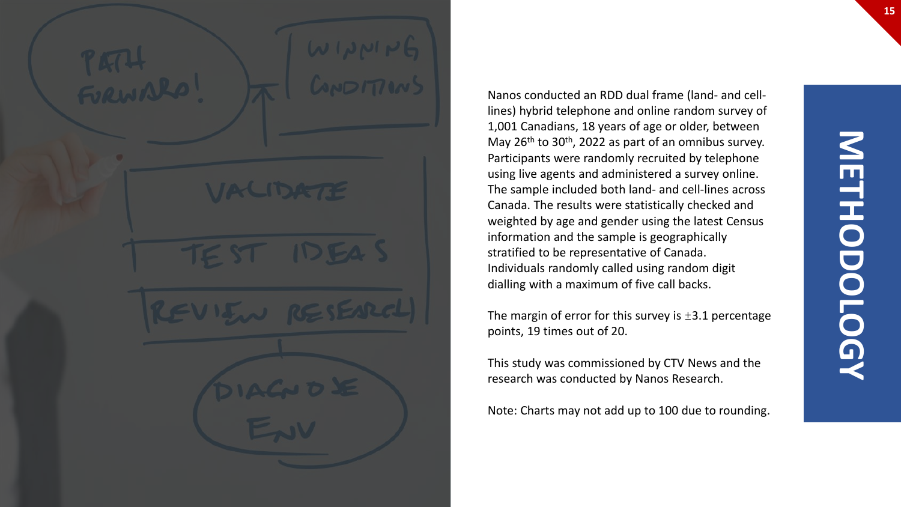# METHODOLOGY

Nanos conducted an RDD dual frame (land- and cell-lines) hybrid telephone and online random survey of 1,001 Canadians, 18 years of age or older, between May 26th to 30th, 2022 as part of an omnibus survey. Participants were randomly recruited by telephone using live agents and administered a survey online. The sample included both land- and cell-lines across Canada. The results were statistically checked and weighted by age and gender using the latest Census information and the sample is geographically stratified to be representative of Canada. Individuals randomly called using random digit dialling with a maximum of five call backs.

The margin of error for this survey is ±3.1 percentage points, 19 times out of 20.

This study was commissioned by CTV News and the research was conducted by Nanos Research.

Note: Charts may not add up to 100 due to rounding.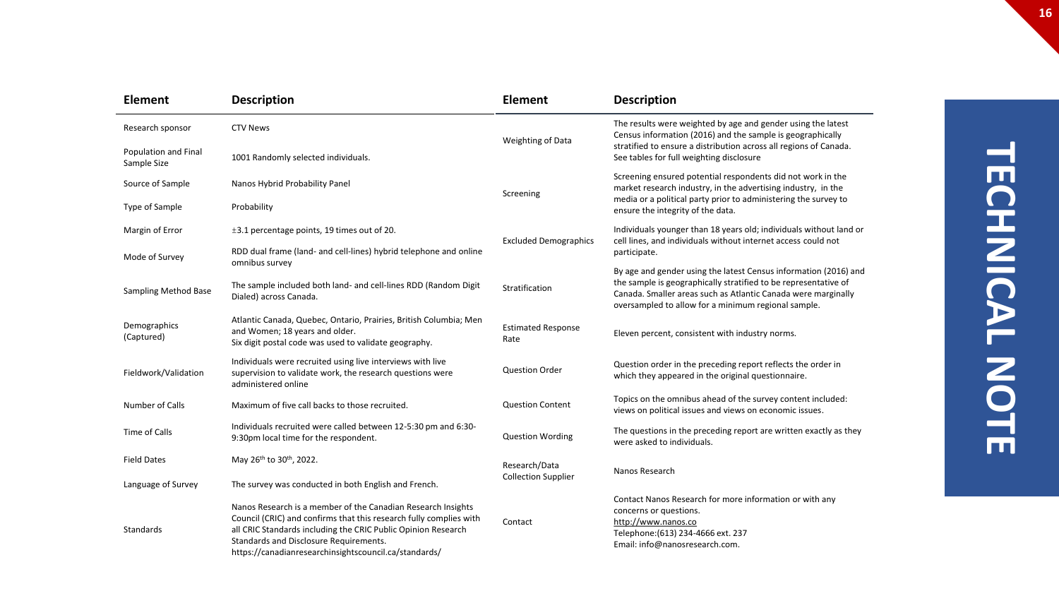# TECHNICAL NOTE

| Element | Description |
|---|---|
| Research sponsor | CTV News |
| Population and Final Sample Size | 1001 Randomly selected individuals. |
| Source of Sample | Nanos Hybrid Probability Panel |
| Type of Sample | Probability |
| Margin of Error | ±3.1 percentage points, 19 times out of 20. |
| Mode of Survey | RDD dual frame (land- and cell-lines) hybrid telephone and online omnibus survey |
| Sampling Method Base | The sample included both land- and cell-lines RDD (Random Digit Dialed) across Canada. |
| Demographics (Captured) | Atlantic Canada, Quebec, Ontario, Prairies, British Columbia; Men and Women; 18 years and older. Six digit postal code was used to validate geography. |
| Fieldwork/Validation | Individuals were recruited using live interviews with live supervision to validate work, the research questions were administered online |
| Number of Calls | Maximum of five call backs to those recruited. |
| Time of Calls | Individuals recruited were called between 12-5:30 pm and 6:30-9:30pm local time for the respondent. |
| Field Dates | May 26th to 30th, 2022. |
| Language of Survey | The survey was conducted in both English and French. |
| Standards | Nanos Research is a member of the Canadian Research Insights Council (CRIC) and confirms that this research fully complies with all CRIC Standards including the CRIC Public Opinion Research Standards and Disclosure Requirements. https://canadianresearchinsightscouncil.ca/standards/ |

| Element | Description |
|---|---|
| Weighting of Data | The results were weighted by age and gender using the latest Census information (2016) and the sample is geographically stratified to ensure a distribution across all regions of Canada. See tables for full weighting disclosure |
| Screening | Screening ensured potential respondents did not work in the market research industry, in the advertising industry, in the media or a political party prior to administering the survey to ensure the integrity of the data. |
| Excluded Demographics | Individuals younger than 18 years old; individuals without land or cell lines, and individuals without internet access could not participate. |
| Stratification | By age and gender using the latest Census information (2016) and the sample is geographically stratified to be representative of Canada. Smaller areas such as Atlantic Canada were marginally oversampled to allow for a minimum regional sample. |
| Estimated Response Rate | Eleven percent, consistent with industry norms. |
| Question Order | Question order in the preceding report reflects the order in which they appeared in the original questionnaire. |
| Question Content | Topics on the omnibus ahead of the survey content included: views on political issues and views on economic issues. |
| Question Wording | The questions in the preceding report are written exactly as they were asked to individuals. |
| Research/Data Collection Supplier | Nanos Research |
| Contact | Contact Nanos Research for more information or with any concerns or questions. http://www.nanos.co Telephone:(613) 234-4666 ext. 237 Email: info@nanosresearch.com. |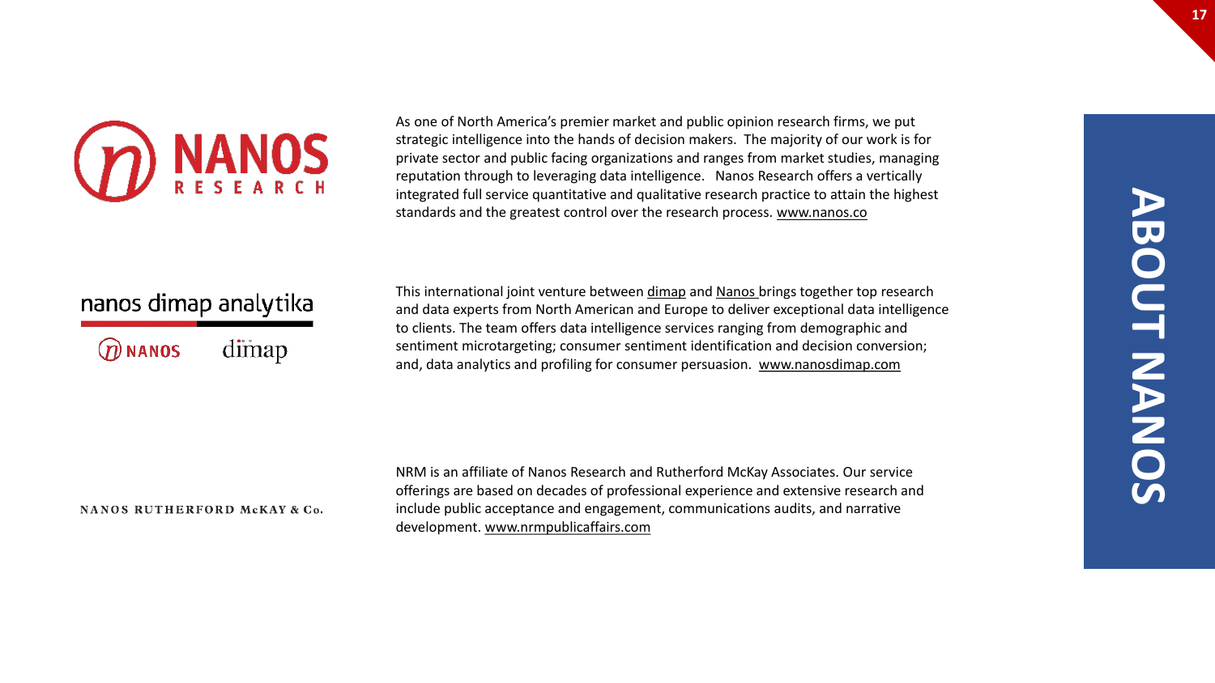# ABOUT NANOS

**NANOS RESEARCH**

As one of North America's premier market and public opinion research firms, we put strategic intelligence into the hands of decision makers. The majority of our work is for private sector and public facing organizations and ranges from market studies, managing reputation through to leveraging data intelligence. Nanos Research offers a vertically integrated full service quantitative and qualitative research practice to attain the highest standards and the greatest control over the research process. www.nanos.co

**nanos dimap analytika**

This international joint venture between dimap and Nanos brings together top research and data experts from North American and Europe to deliver exceptional data intelligence to clients. The team offers data intelligence services ranging from demographic and sentiment microtargeting; consumer sentiment identification and decision conversion; and, data analytics and profiling for consumer persuasion. www.nanosdimap.com

**NANOS RUTHERFORD McKAY & Co.**

NRM is an affiliate of Nanos Research and Rutherford McKay Associates. Our service offerings are based on decades of professional experience and extensive research and include public acceptance and engagement, communications audits, and narrative development. www.nrmpublicaffairs.com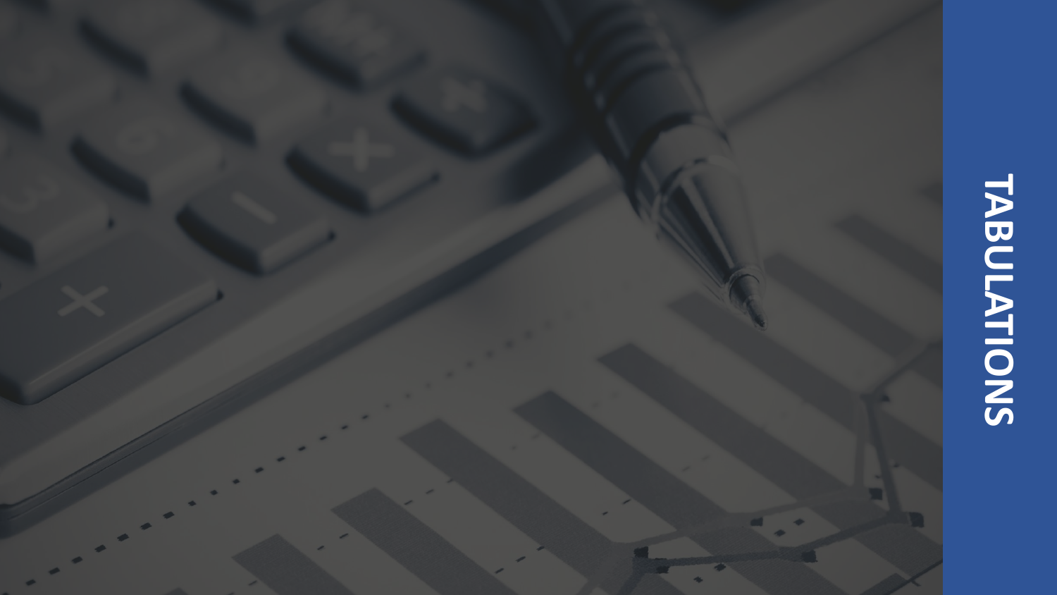# TABULATIONS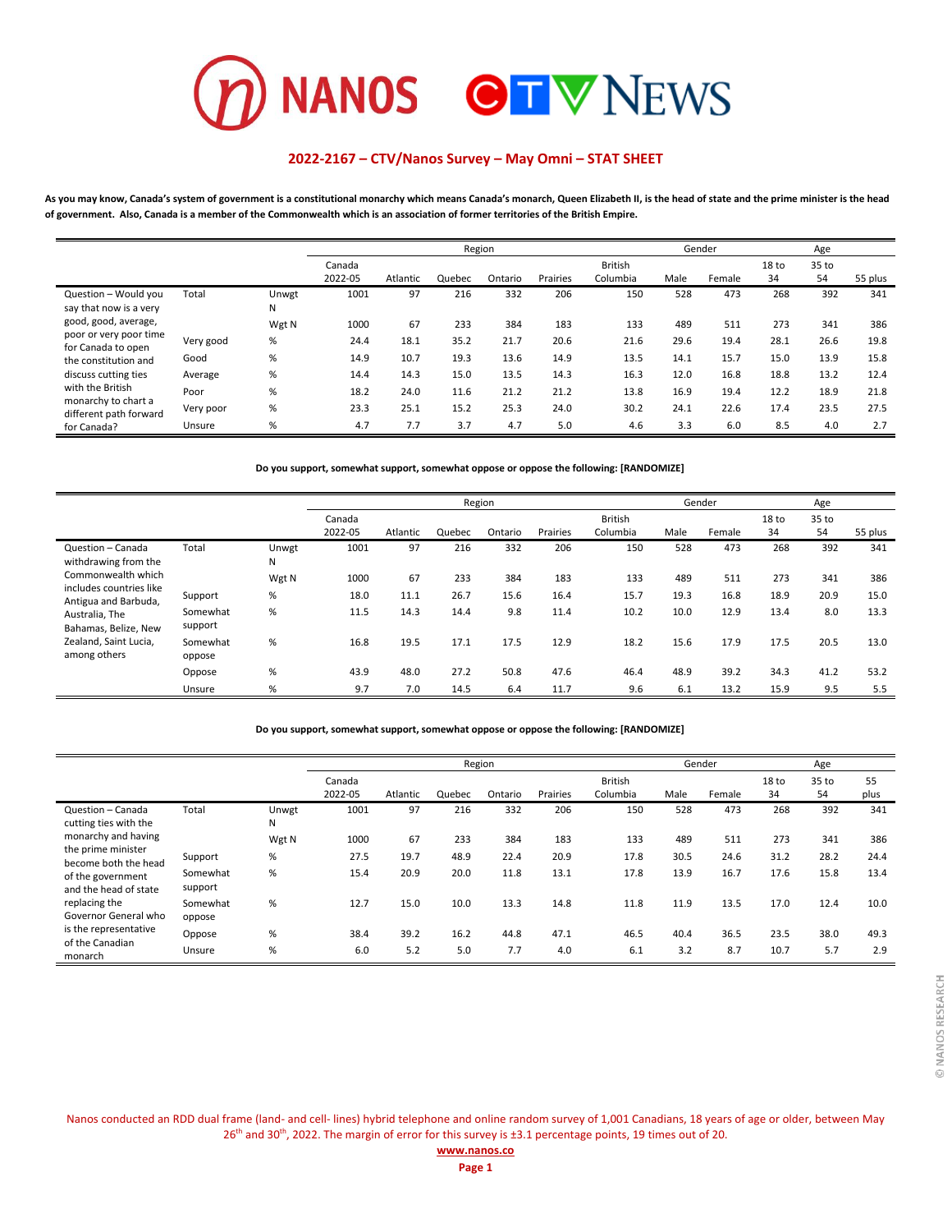## 2022-2167 – CTV/Nanos Survey – May Omni – STAT SHEET

**As you may know, Canada's system of government is a constitutional monarchy which means Canada's monarch, Queen Elizabeth II, is the head of state and the prime minister is the head of government. Also, Canada is a member of the Commonwealth which is an association of former territories of the British Empire.**

| | | | | Region | | | | | Gender | | Age | | |
|---|---|---|---|---|---|---|---|---|---|---|---|---|---|
| | | | Canada 2022-05 | Atlantic | Quebec | Ontario | Prairies | British Columbia | Male | Female | 18 to 34 | 35 to 54 | 55 plus |
| Question – Would you say that now is a very good, good, average, poor or very poor time for Canada to open the constitution and discuss cutting ties with the British monarchy to chart a different path forward for Canada? | Total | Unwgt N | 1001 | 97 | 216 | 332 | 206 | 150 | 528 | 473 | 268 | 392 | 341 |
| | | Wgt N | 1000 | 67 | 233 | 384 | 183 | 133 | 489 | 511 | 273 | 341 | 386 |
| | Very good | % | 24.4 | 18.1 | 35.2 | 21.7 | 20.6 | 21.6 | 29.6 | 19.4 | 28.1 | 26.6 | 19.8 |
| | Good | % | 14.9 | 10.7 | 19.3 | 13.6 | 14.9 | 13.5 | 14.1 | 15.7 | 15.0 | 13.9 | 15.8 |
| | Average | % | 14.4 | 14.3 | 15.0 | 13.5 | 14.3 | 16.3 | 12.0 | 16.8 | 18.8 | 13.2 | 12.4 |
| | Poor | % | 18.2 | 24.0 | 11.6 | 21.2 | 21.2 | 13.8 | 16.9 | 19.4 | 12.2 | 18.9 | 21.8 |
| | Very poor | % | 23.3 | 25.1 | 15.2 | 25.3 | 24.0 | 30.2 | 24.1 | 22.6 | 17.4 | 23.5 | 27.5 |
| | Unsure | % | 4.7 | 7.7 | 3.7 | 4.7 | 5.0 | 4.6 | 3.3 | 6.0 | 8.5 | 4.0 | 2.7 |

**Do you support, somewhat support, somewhat oppose or oppose the following: [RANDOMIZE]**

| | | | | Region | | | | | Gender | | Age | | |
|---|---|---|---|---|---|---|---|---|---|---|---|---|---|
| | | | Canada 2022-05 | Atlantic | Quebec | Ontario | Prairies | British Columbia | Male | Female | 18 to 34 | 35 to 54 | 55 plus |
| Question – Canada withdrawing from the Commonwealth which includes countries like Antigua and Barbuda, Australia, The Bahamas, Belize, New Zealand, Saint Lucia, among others | Total | Unwgt N | 1001 | 97 | 216 | 332 | 206 | 150 | 528 | 473 | 268 | 392 | 341 |
| | | Wgt N | 1000 | 67 | 233 | 384 | 183 | 133 | 489 | 511 | 273 | 341 | 386 |
| | Support | % | 18.0 | 11.1 | 26.7 | 15.6 | 16.4 | 15.7 | 19.3 | 16.8 | 18.9 | 20.9 | 15.0 |
| | Somewhat support | % | 11.5 | 14.3 | 14.4 | 9.8 | 11.4 | 10.2 | 10.0 | 12.9 | 13.4 | 8.0 | 13.3 |
| | Somewhat oppose | % | 16.8 | 19.5 | 17.1 | 17.5 | 12.9 | 18.2 | 15.6 | 17.9 | 17.5 | 20.5 | 13.0 |
| | Oppose | % | 43.9 | 48.0 | 27.2 | 50.8 | 47.6 | 46.4 | 48.9 | 39.2 | 34.3 | 41.2 | 53.2 |
| | Unsure | % | 9.7 | 7.0 | 14.5 | 6.4 | 11.7 | 9.6 | 6.1 | 13.2 | 15.9 | 9.5 | 5.5 |

**Do you support, somewhat support, somewhat oppose or oppose the following: [RANDOMIZE]**

| | | | | Region | | | | | Gender | | Age | | |
|---|---|---|---|---|---|---|---|---|---|---|---|---|---|
| | | | Canada 2022-05 | Atlantic | Quebec | Ontario | Prairies | British Columbia | Male | Female | 18 to 34 | 35 to 54 | 55 plus |
| Question – Canada cutting ties with the monarchy and having the prime minister become both the head of the government and the head of state replacing the Governor General who is the representative of the Canadian monarch | Total | Unwgt N | 1001 | 97 | 216 | 332 | 206 | 150 | 528 | 473 | 268 | 392 | 341 |
| | | Wgt N | 1000 | 67 | 233 | 384 | 183 | 133 | 489 | 511 | 273 | 341 | 386 |
| | Support | % | 27.5 | 19.7 | 48.9 | 22.4 | 20.9 | 17.8 | 30.5 | 24.6 | 31.2 | 28.2 | 24.4 |
| | Somewhat support | % | 15.4 | 20.9 | 20.0 | 11.8 | 13.1 | 17.8 | 13.9 | 16.7 | 17.6 | 15.8 | 13.4 |
| | Somewhat oppose | % | 12.7 | 15.0 | 10.0 | 13.3 | 14.8 | 11.8 | 11.9 | 13.5 | 17.0 | 12.4 | 10.0 |
| | Oppose | % | 38.4 | 39.2 | 16.2 | 44.8 | 47.1 | 46.5 | 40.4 | 36.5 | 23.5 | 38.0 | 49.3 |
| | Unsure | % | 6.0 | 5.2 | 5.0 | 7.7 | 4.0 | 6.1 | 3.2 | 8.7 | 10.7 | 5.7 | 2.9 |

Nanos conducted an RDD dual frame (land- and cell- lines) hybrid telephone and online random survey of 1,001 Canadians, 18 years of age or older, between May 26th and 30th, 2022. The margin of error for this survey is ±3.1 percentage points, 19 times out of 20.

www.nanos.co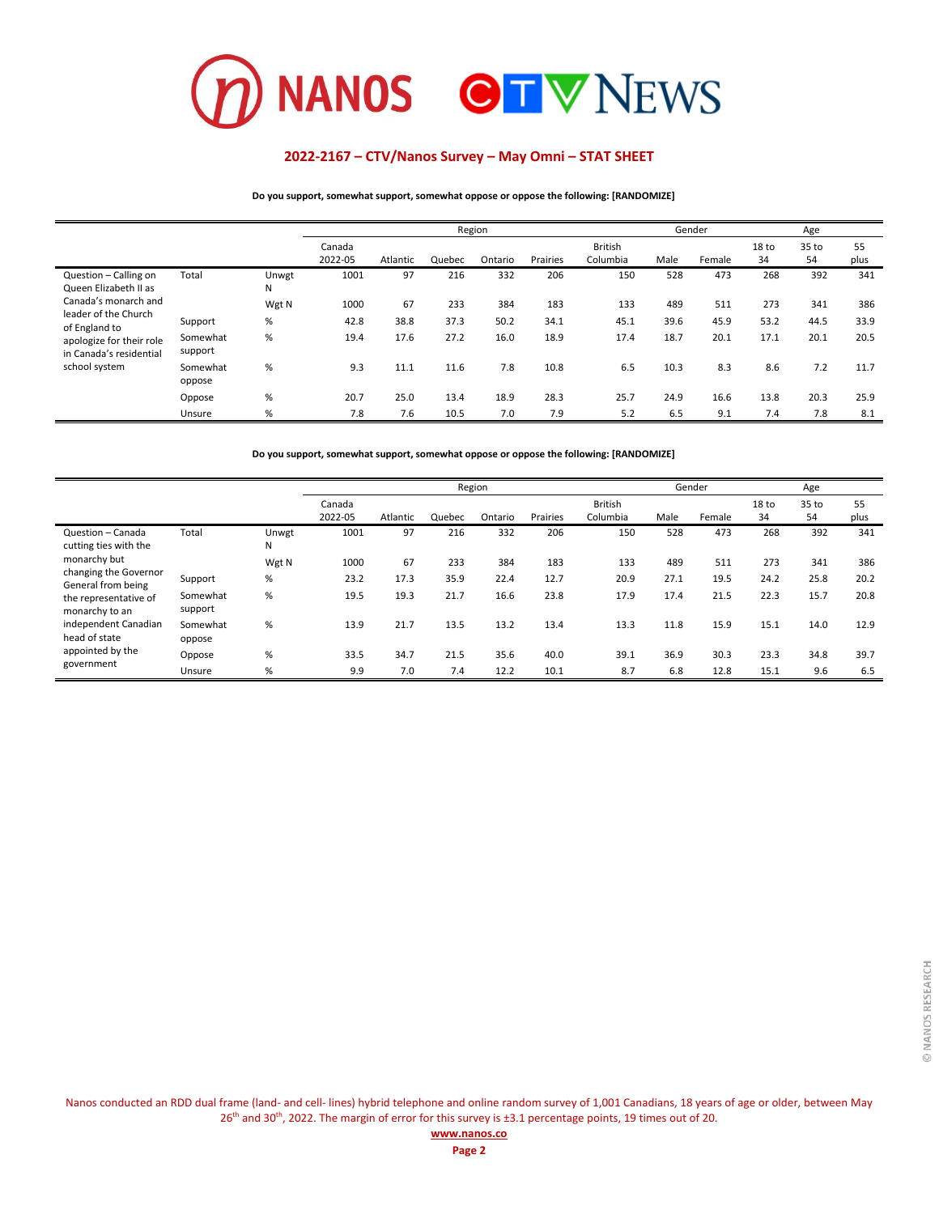## 2022-2167 – CTV/Nanos Survey – May Omni – STAT SHEET

**Do you support, somewhat support, somewhat oppose or oppose the following: [RANDOMIZE]**

| | | | Region | | | | | | Gender | | Age | | |
|---|---|---|---|---|---|---|---|---|---|---|---|---|---|
| | | | Canada 2022-05 | Atlantic | Quebec | Ontario | Prairies | British Columbia | Male | Female | 18 to 34 | 35 to 54 | 55 plus |
| Question – Calling on Queen Elizabeth II as Canada's monarch and leader of the Church of England to apologize for their role in Canada's residential school system | Total | Unwgt N | 1001 | 97 | 216 | 332 | 206 | 150 | 528 | 473 | 268 | 392 | 341 |
| | | Wgt N | 1000 | 67 | 233 | 384 | 183 | 133 | 489 | 511 | 273 | 341 | 386 |
| | Support | % | 42.8 | 38.8 | 37.3 | 50.2 | 34.1 | 45.1 | 39.6 | 45.9 | 53.2 | 44.5 | 33.9 |
| | Somewhat support | % | 19.4 | 17.6 | 27.2 | 16.0 | 18.9 | 17.4 | 18.7 | 20.1 | 17.1 | 20.1 | 20.5 |
| | Somewhat oppose | % | 9.3 | 11.1 | 11.6 | 7.8 | 10.8 | 6.5 | 10.3 | 8.3 | 8.6 | 7.2 | 11.7 |
| | Oppose | % | 20.7 | 25.0 | 13.4 | 18.9 | 28.3 | 25.7 | 24.9 | 16.6 | 13.8 | 20.3 | 25.9 |
| | Unsure | % | 7.8 | 7.6 | 10.5 | 7.0 | 7.9 | 5.2 | 6.5 | 9.1 | 7.4 | 7.8 | 8.1 |

**Do you support, somewhat support, somewhat oppose or oppose the following: [RANDOMIZE]**

| | | | Region | | | | | | Gender | | Age | | |
|---|---|---|---|---|---|---|---|---|---|---|---|---|---|
| | | | Canada 2022-05 | Atlantic | Quebec | Ontario | Prairies | British Columbia | Male | Female | 18 to 34 | 35 to 54 | 55 plus |
| Question – Canada cutting ties with the monarchy but changing the Governor General from being the representative of monarchy to an independent Canadian head of state appointed by the government | Total | Unwgt N | 1001 | 97 | 216 | 332 | 206 | 150 | 528 | 473 | 268 | 392 | 341 |
| | | Wgt N | 1000 | 67 | 233 | 384 | 183 | 133 | 489 | 511 | 273 | 341 | 386 |
| | Support | % | 23.2 | 17.3 | 35.9 | 22.4 | 12.7 | 20.9 | 27.1 | 19.5 | 24.2 | 25.8 | 20.2 |
| | Somewhat support | % | 19.5 | 19.3 | 21.7 | 16.6 | 23.8 | 17.9 | 17.4 | 21.5 | 22.3 | 15.7 | 20.8 |
| | Somewhat oppose | % | 13.9 | 21.7 | 13.5 | 13.2 | 13.4 | 13.3 | 11.8 | 15.9 | 15.1 | 14.0 | 12.9 |
| | Oppose | % | 33.5 | 34.7 | 21.5 | 35.6 | 40.0 | 39.1 | 36.9 | 30.3 | 23.3 | 34.8 | 39.7 |
| | Unsure | % | 9.9 | 7.0 | 7.4 | 12.2 | 10.1 | 8.7 | 6.8 | 12.8 | 15.1 | 9.6 | 6.5 |

Nanos conducted an RDD dual frame (land- and cell- lines) hybrid telephone and online random survey of 1,001 Canadians, 18 years of age or older, between May 26th and 30th, 2022. The margin of error for this survey is ±3.1 percentage points, 19 times out of 20.

www.nanos.co